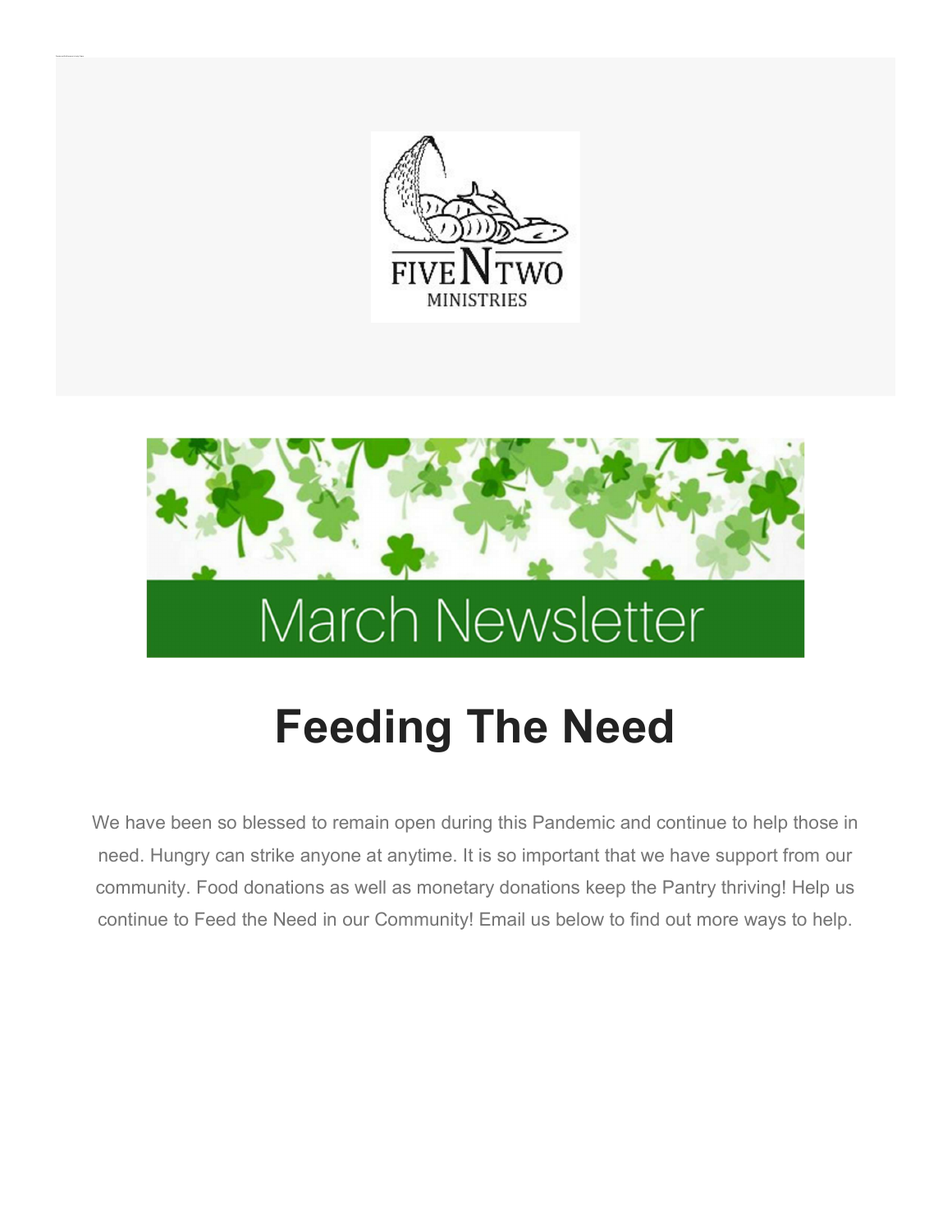FIVE N TWO

MINISTRIES

March Newsletter

# Feeding The Need

We have been so blessed to remain open during this Pandemic and continue to help those in need. Hungry can strike anyone at anytime. It is so important that we have support from our community. Food donations as well as monetary donations keep the Pantry thriving! Help us continue to Feed the Need in our Community! Email us below to find out more ways to help.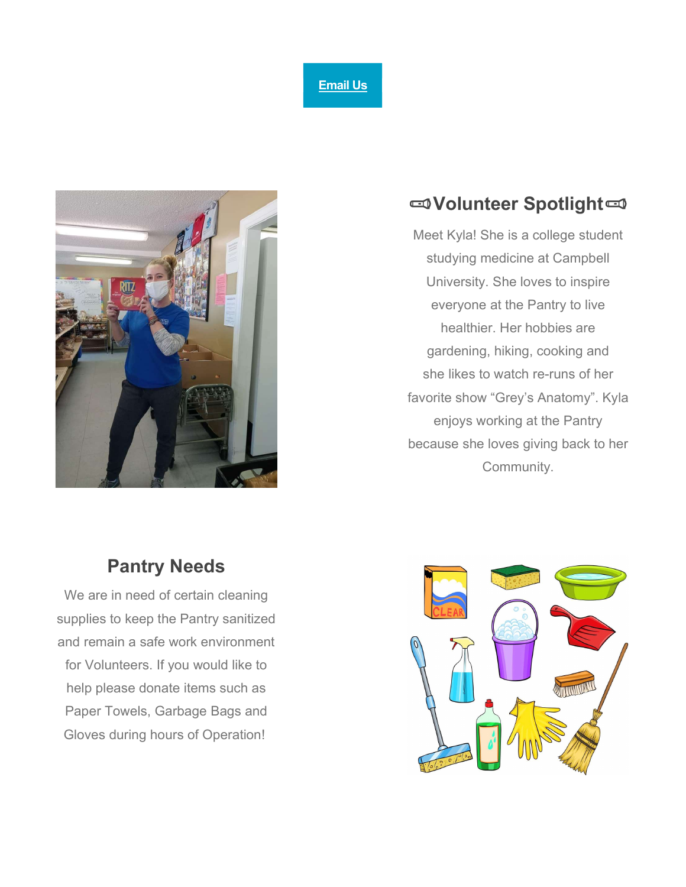**Email Us**

## 📢Volunteer Spotlight📢

Meet Kyla! She is a college student studying medicine at Campbell University. She loves to inspire everyone at the Pantry to live healthier. Her hobbies are gardening, hiking, cooking and she likes to watch re-runs of her favorite show “Grey’s Anatomy”. Kyla enjoys working at the Pantry because she loves giving back to her Community.

## Pantry Needs

We are in need of certain cleaning supplies to keep the Pantry sanitized and remain a safe work environment for Volunteers. If you would like to help please donate items such as Paper Towels, Garbage Bags and Gloves during hours of Operation!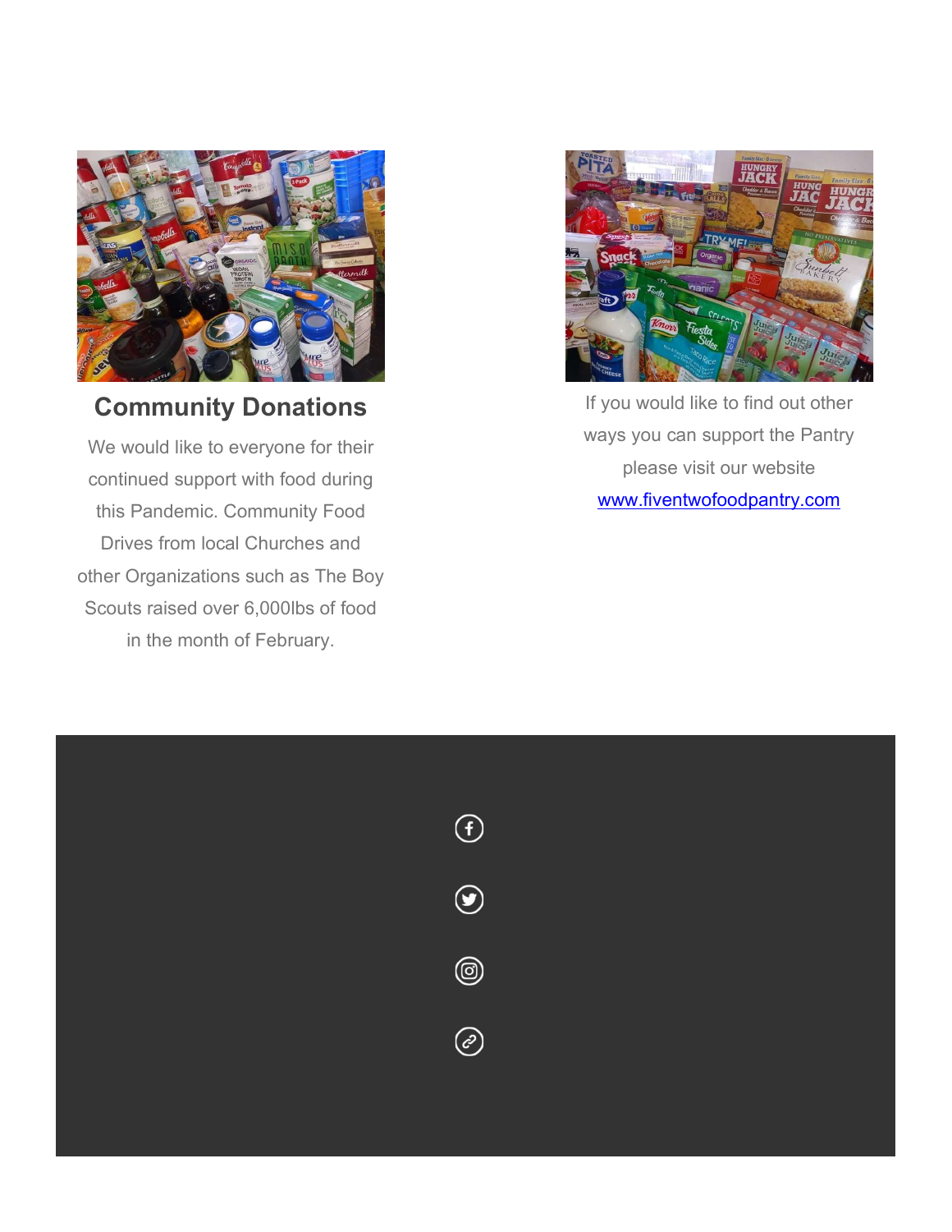## Community Donations

We would like to everyone for their continued support with food during this Pandemic. Community Food Drives from local Churches and other Organizations such as The Boy Scouts raised over 6,000lbs of food in the month of February.

If you would like to find out other ways you can support the Pantry please visit our website [www.fiventwofoodpantry.com](http://www.fiventwofoodpantry.com)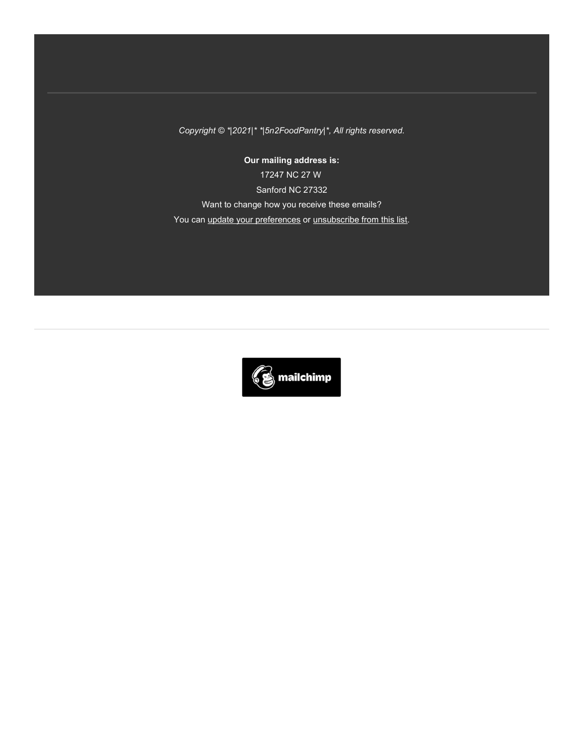*Copyright © *|2021|* *|5n2FoodPantry|*, All rights reserved.*

**Our mailing address is:**

17247 NC 27 W

Sanford NC 27332

Want to change how you receive these emails?

You can update your preferences or unsubscribe from this list.

mailchimp